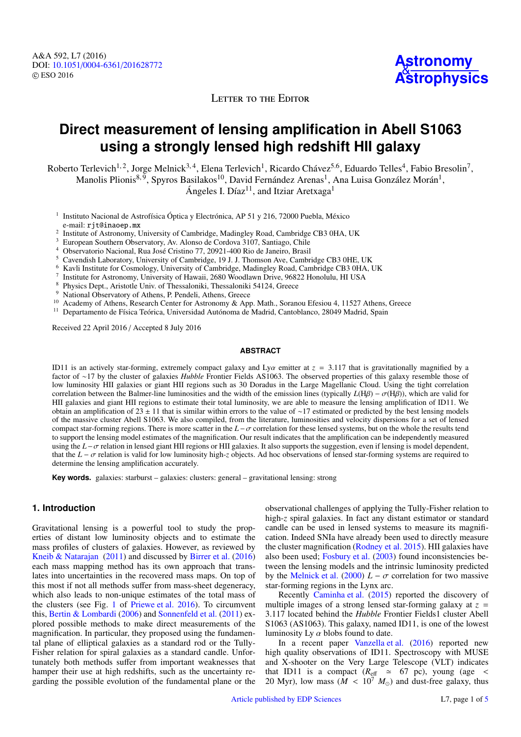Letter to the Editor

# Direct measurement of lensing amplification in Abell S1063 using a strongly lensed high redshift HII galaxy

Roberto Terlevich[1,2], Jorge Melnick[3,4], Elena Terlevich[1], Ricardo Chávez[5,6], Eduardo Telles[4], Fabio Bresolin[7], Manolis Plionis[8,9], Spyros Basilakos[10], David Fernández Arenas[1], Ana Luisa González Morán[1], Ángeles I. Díaz[11], and Itziar Aretxaga[1]

[1] Instituto Nacional de Astrofísica Óptica y Electrónica, AP 51 y 216, 72000 Puebla, México
e-mail: rjt@inaoep.mx
[2] Institute of Astronomy, University of Cambridge, Madingley Road, Cambridge CB3 0HA, UK
[3] European Southern Observatory, Av. Alonso de Cordova 3107, Santiago, Chile
[4] Observatorio Nacional, Rua José Cristino 77, 20921-400 Rio de Janeiro, Brasil
[5] Cavendish Laboratory, University of Cambridge, 19 J. J. Thomson Ave, Cambridge CB3 0HE, UK
[6] Kavli Institute for Cosmology, University of Cambridge, Madingley Road, Cambridge CB3 0HA, UK
[7] Institute for Astronomy, University of Hawaii, 2680 Woodlawn Drive, 96822 Honolulu, HI USA
[8] Physics Dept., Aristotle Univ. of Thessaloniki, Thessaloniki 54124, Greece
[9] National Observatory of Athens, P. Pendeli, Athens, Greece
[10] Academy of Athens, Research Center for Astronomy & App. Math., Soranou Efesiou 4, 11527 Athens, Greece
[11] Departamento de Física Teórica, Universidad Autónoma de Madrid, Cantoblanco, 28049 Madrid, Spain

Received 22 April 2016 / Accepted 8 July 2016

## ABSTRACT

ID11 is an actively star-forming, extremely compact galaxy and Ly$\alpha$ emitter at $z = 3.117$ that is gravitationally magnified by a factor of ~17 by the cluster of galaxies *Hubble* Frontier Fields AS1063. The observed properties of this galaxy resemble those of low luminosity HII galaxies or giant HII regions such as 30 Doradus in the Large Magellanic Cloud. Using the tight correlation correlation between the Balmer-line luminosities and the width of the emission lines (typically $L(\mathrm{H}\beta) - \sigma(\mathrm{H}\beta)$), which are valid for HII galaxies and giant HII regions to estimate their total luminosity, we are able to measure the lensing amplification of ID11. We obtain an amplification of $23 \pm 11$ that is similar within errors to the value of ~17 estimated or predicted by the best lensing models of the massive cluster Abell S1063. We also compiled, from the literature, luminosities and velocity dispersions for a set of lensed compact star-forming regions. There is more scatter in the $L-\sigma$ correlation for these lensed systems, but on the whole the results tend to support the lensing model estimates of the magnification. Our result indicates that the amplification can be independently measured using the $L-\sigma$ relation in lensed giant HII regions or HII galaxies. It also supports the suggestion, even if lensing is model dependent, that the $L-\sigma$ relation is valid for low luminosity high-$z$ objects. Ad hoc observations of lensed star-forming systems are required to determine the lensing amplification accurately.

**Key words.** galaxies: starburst – galaxies: clusters: general – gravitational lensing: strong

## 1. Introduction

Gravitational lensing is a powerful tool to study the properties of distant low luminosity objects and to estimate the mass profiles of clusters of galaxies. However, as reviewed by Kneib & Natarajan (2011) and discussed by Birrer et al. (2016) each mass mapping method has its own approach that translates into uncertainties in the recovered mass maps. On top of this most if not all methods suffer from mass-sheet degeneracy, which also leads to non-unique estimates of the total mass of the clusters (see Fig. 1 of Priewe et al. 2016). To circumvent this, Bertin & Lombardi (2006) and Sonnenfeld et al. (2011) explored possible methods to make direct measurements of the magnification. In particular, they proposed using the fundamental plane of elliptical galaxies as a standard rod or the Tully-Fisher relation for spiral galaxies as a standard candle. Unfortunately both methods suffer from important weaknesses that hamper their use at high redshifts, such as the uncertainty regarding the possible evolution of the fundamental plane or the observational challenges of applying the Tully-Fisher relation to high-$z$ spiral galaxies. In fact any distant estimator or standard candle can be used in lensed systems to measure its magnification. Indeed SNIa have already been used to directly measure the cluster magnification (Rodney et al. 2015). HII galaxies have also been used; Fosbury et al. (2003) found inconsistencies between the lensing models and the intrinsic luminosity predicted by the Melnick et al. (2000) $L-\sigma$ correlation for two massive star-forming regions in the Lynx arc.

Recently Caminha et al. (2015) reported the discovery of multiple images of a strong lensed star-forming galaxy at $z = 3.117$ located behind the *Hubble* Frontier Fields1 cluster Abell S1063 (AS1063). This galaxy, named ID11, is one of the lowest luminosity Ly $\alpha$ blobs found to date.

In a recent paper Vanzella et al. (2016) reported new high quality observations of ID11. Spectroscopy with MUSE and X-shooter on the Very Large Telescope (VLT) indicates that ID11 is a compact ($R_{\mathrm{eff}} \simeq 67$ pc), young (age $<$ 20 Myr), low mass ($M < 10^7\ M_\odot$) and dust-free galaxy, thus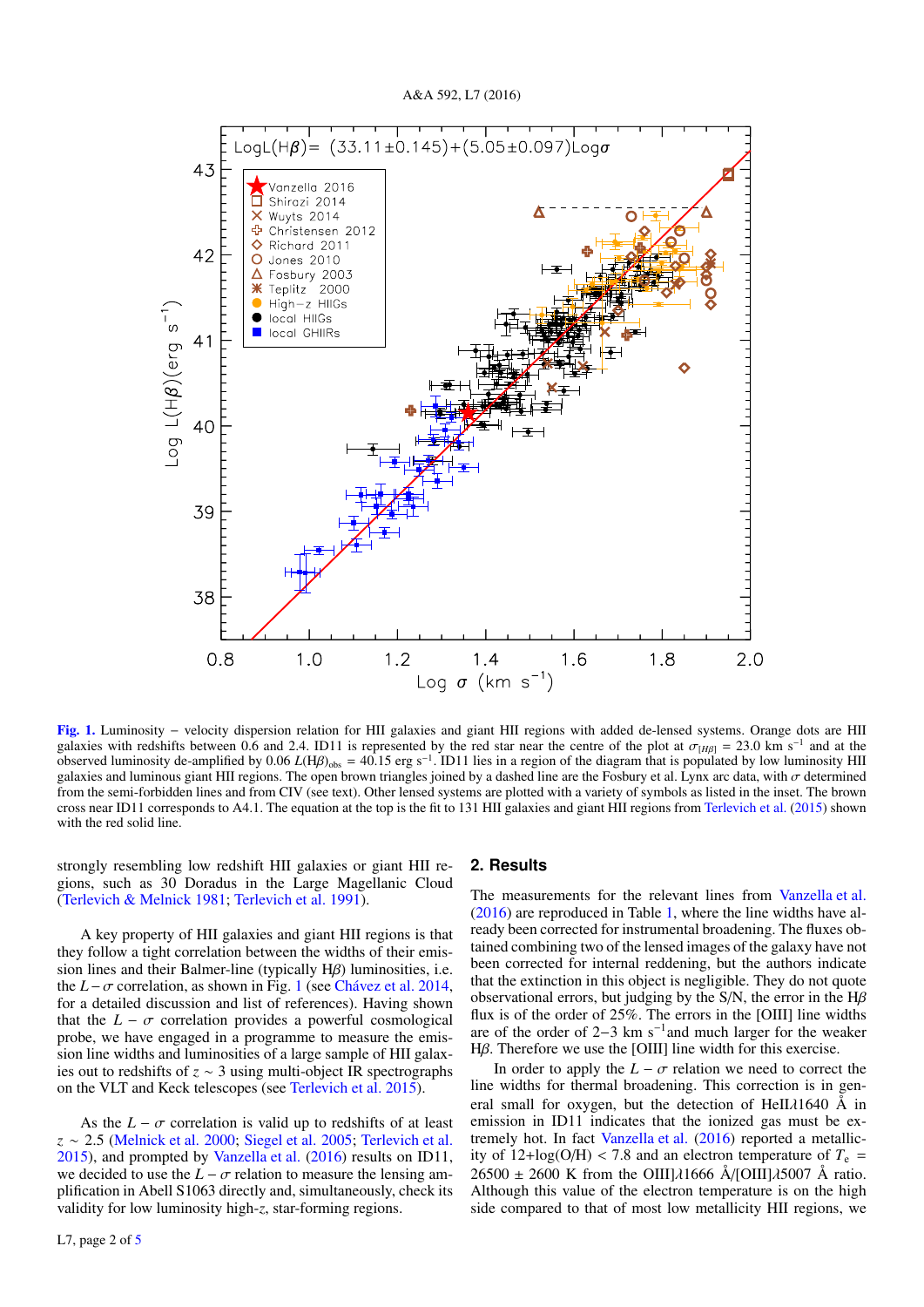Fig. 1. Luminosity – velocity dispersion relation for HII galaxies and giant HII regions with added de-lensed systems. Orange dots are HII galaxies with redshifts between 0.6 and 2.4. ID11 is represented by the red star near the centre of the plot at $\sigma_{[H\beta]}$ = 23.0 km s$^{-1}$ and at the observed luminosity de-amplified by 0.06 $L(\text{H}\beta)_{\text{obs}}$ = 40.15 erg s$^{-1}$. ID11 lies in a region of the diagram that is populated by low luminosity HII galaxies and luminous giant HII regions. The open brown triangles joined by a dashed line are the Fosbury et al. Lynx arc data, with $\sigma$ determined from the semi-forbidden lines and from CIV (see text). Other lensed systems are plotted with a variety of symbols as listed in the inset. The brown cross near ID11 corresponds to A4.1. The equation at the top is the fit to 131 HII galaxies and giant HII regions from Terlevich et al. (2015) shown with the red solid line.

strongly resembling low redshift HII galaxies or giant HII regions, such as 30 Doradus in the Large Magellanic Cloud (Terlevich & Melnick 1981; Terlevich et al. 1991).

A key property of HII galaxies and giant HII regions is that they follow a tight correlation between the widths of their emission line widths and their Balmer-line (typically H$\beta$) luminosities, i.e. the $L-\sigma$ correlation, as shown in Fig. 1 (see Chávez et al. 2014, for a detailed discussion and list of references). Having shown that the $L-\sigma$ correlation provides a powerful cosmological probe, we have engaged in a programme to measure the emission line widths and luminosities of a large sample of HII galaxies out to redshifts of $z \sim 3$ using multi-object IR spectrographs on the VLT and Keck telescopes (see Terlevich et al. 2015).

As the $L-\sigma$ correlation is valid up to redshifts of at least $z \sim 2.5$ (Melnick et al. 2000; Siegel et al. 2005; Terlevich et al. 2015), and prompted by Vanzella et al. (2016) results on ID11, we decided to use the $L-\sigma$ relation to measure the lensing amplification in Abell S1063 directly and, simultaneously, check its validity for low luminosity high-$z$, star-forming regions.

## 2. Results

The measurements for the relevant lines from Vanzella et al. (2016) are reproduced in Table 1, where the line widths have already been corrected for instrumental broadening. The fluxes obtained combining two of the lensed images of the galaxy have not been corrected for internal reddening, but the authors indicate that the extinction in this object is negligible. They do not quote observational errors, but judging by the S/N, the error in the H$\beta$ flux is of the order of 25%. The errors in the [OIII] line widths are of the order of 2−3 km s$^{-1}$and much larger for the weaker H$\beta$. Therefore we use the [OIII] line width for this exercise.

In order to apply the $L-\sigma$ relation we need to correct the line widths for thermal broadening. This correction is in general small for oxygen, but the detection of HeII$\lambda$1640 Å in emission in ID11 indicates that the ionized gas must be extremely hot. In fact Vanzella et al. (2016) reported a metallicity of 12+log(O/H) < 7.8 and an electron temperature of $T_e$ = 26500 ± 2600 K from the OIII]$\lambda$1666 Å/[OIII]$\lambda$5007 Å ratio. Although this value of the electron temperature is on the high side compared to that of most low metallicity HII regions, we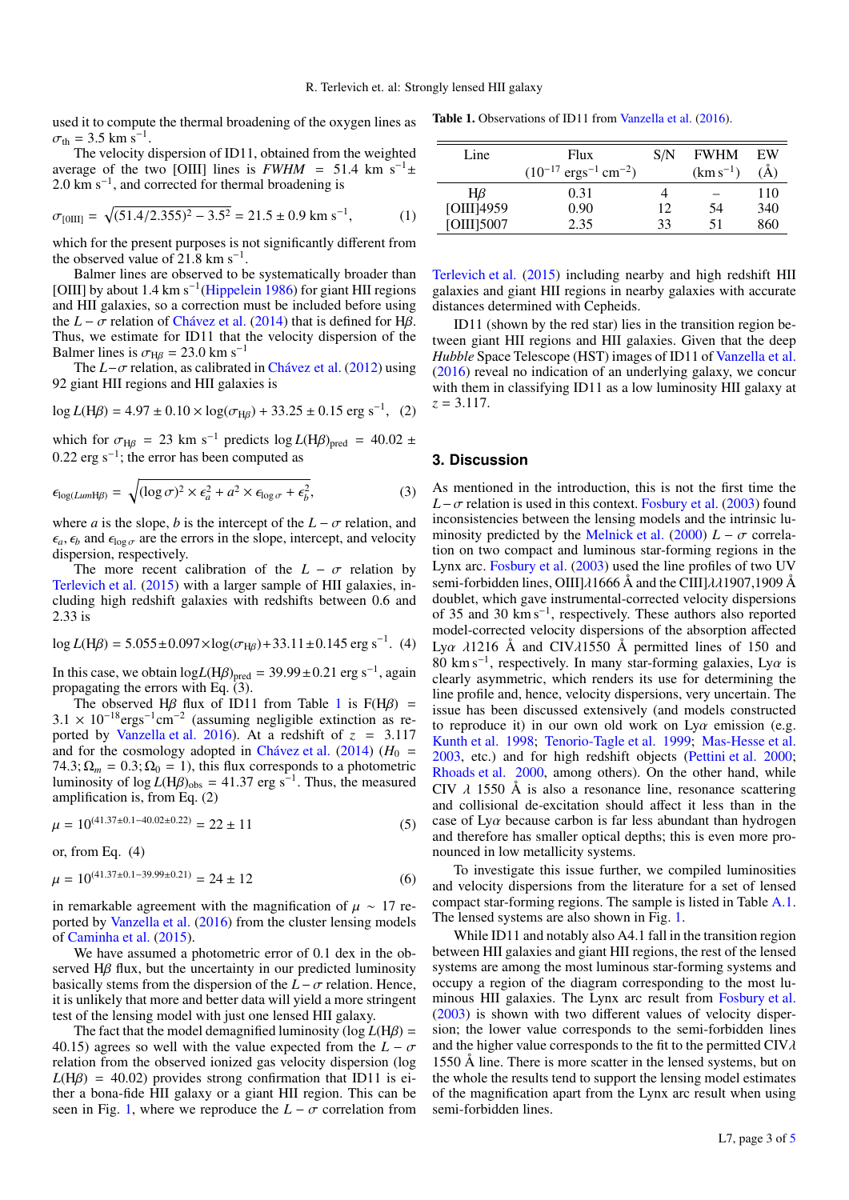used it to compute the thermal broadening of the oxygen lines as $\sigma_{\rm th}$ = 3.5 km s$^{-1}$.

The velocity dispersion of ID11, obtained from the weighted average of the two [OIII] lines is $FWHM$ = 51.4 km s$^{-1}$± 2.0 km s$^{-1}$, and corrected for thermal broadening is

$$\sigma_{\rm [OIII]} = \sqrt{(51.4/2.355)^2 - 3.5^2} = 21.5 \pm 0.9 \text{ km s}^{-1}, \quad (1)$$

which for the present purposes is not significantly different from the observed value of 21.8 km s$^{-1}$.

Balmer lines are observed to be systematically broader than [OIII] by about 1.4 km s$^{-1}$(Hippelein 1986) for giant HII regions and HII galaxies, so a correction must be included before using the $L-\sigma$ relation of Chávez et al. (2014) that is defined for Hβ. Thus, we estimate for ID11 that the velocity dispersion of the Balmer lines is $\sigma_{\rm H\beta}$ = 23.0 km s$^{-1}$

The $L-\sigma$ relation, as calibrated in Chávez et al. (2012) using 92 giant HII regions and HII galaxies is

$$\log L({\rm H}\beta) = 4.97 \pm 0.10 \times \log(\sigma_{\rm H\beta}) + 33.25 \pm 0.15 \text{ erg s}^{-1}, \quad (2)$$

which for $\sigma_{\rm H\beta}$ = 23 km s$^{-1}$ predicts $\log L({\rm H}\beta)_{\rm pred}$ = 40.02 ± 0.22 erg s$^{-1}$; the error has been computed as

$$\epsilon_{\log(Lum{\rm H}\beta)} = \sqrt{(\log\sigma)^2 \times \epsilon_a^2 + a^2 \times \epsilon_{\log\sigma} + \epsilon_b^2}, \quad (3)$$

where $a$ is the slope, $b$ is the intercept of the $L-\sigma$ relation, and $\epsilon_a$, $\epsilon_b$ and $\epsilon_{\log\sigma}$ are the errors in the slope, intercept, and velocity dispersion, respectively.

The more recent calibration of the $L-\sigma$ relation by Terlevich et al. (2015) with a larger sample of HII galaxies, including high redshift galaxies with redshifts between 0.6 and 2.33 is

$$\log L({\rm H}\beta) = 5.055 \pm 0.097 \times \log(\sigma_{\rm H\beta}) + 33.11 \pm 0.145 \text{ erg s}^{-1}. \quad (4)$$

In this case, we obtain $\log L({\rm H}\beta)_{\rm pred}$ = 39.99 ± 0.21 erg s$^{-1}$, again propagating the errors with Eq. (3).

The observed Hβ flux of ID11 from Table 1 is F(Hβ) = 3.1 × 10$^{-18}$ergs$^{-1}$cm$^{-2}$ (assuming negligible extinction as reported by Vanzella et al. 2016). At a redshift of $z$ = 3.117 and for the cosmology adopted in Chávez et al. (2014) ($H_0$ = 74.3; $\Omega_m$ = 0.3; $\Omega_0$ = 1), this flux corresponds to a photometric luminosity of $\log L({\rm H}\beta)_{\rm obs}$ = 41.37 erg s$^{-1}$. Thus, the measured amplification is, from Eq. (2)

$$\mu = 10^{(41.37\pm0.1-40.02\pm0.22)} = 22 \pm 11 \quad (5)$$

or, from Eq. (4)

$$\mu = 10^{(41.37\pm0.1-39.99\pm0.21)} = 24 \pm 12 \quad (6)$$

in remarkable agreement with the magnification of $\mu$ ∼ 17 reported by Vanzella et al. (2016) from the cluster lensing models of Caminha et al. (2015).

We have assumed a photometric error of 0.1 dex in the observed Hβ flux, but the uncertainty in our predicted luminosity basically stems from the dispersion of the $L-\sigma$ relation. Hence, it is unlikely that more and better data will yield a more stringent test of the lensing model with just one lensed HII galaxy.

The fact that the model demagnified luminosity ($\log L({\rm H}\beta)$ = 40.15) agrees so well with the value expected from the $L-\sigma$ relation from the observed ionized gas velocity dispersion ($\log L({\rm H}\beta)$ = 40.02) provides strong confirmation that ID11 is either a bona-fide HII galaxy or a giant HII region. This can be seen in Fig. 1, where we reproduce the $L-\sigma$ correlation from Terlevich et al. (2015) including nearby and high redshift HII galaxies and giant HII regions in nearby galaxies with accurate distances determined with Cepheids.

**Table 1.** Observations of ID11 from Vanzella et al. (2016).

| Line | Flux ($10^{-17}$ ergs$^{-1}$ cm$^{-2}$) | S/N | FWHM (km s$^{-1}$) | EW (Å) |
|---|---|---|---|---|
| Hβ | 0.31 | 4 | – | 110 |
| [OIII]4959 | 0.90 | 12 | 54 | 340 |
| [OIII]5007 | 2.35 | 33 | 51 | 860 |

ID11 (shown by the red star) lies in the transition region between giant HII regions and HII galaxies. Given that the deep *Hubble* Space Telescope (HST) images of ID11 of Vanzella et al. (2016) reveal no indication of an underlying galaxy, we concur with them in classifying ID11 as a low luminosity HII galaxy at $z$ = 3.117.

## 3. Discussion

As mentioned in the introduction, this is not the first time the $L-\sigma$ relation is used in this context. Fosbury et al. (2003) found inconsistencies between the lensing models and the intrinsic luminosity predicted by the Melnick et al. (2000) $L-\sigma$ correlation on two compact and luminous star-forming regions in the Lynx arc. Fosbury et al. (2003) used the line profiles of two UV semi-forbidden lines, OIII]λ1666 Å and the CIII]λλ1907,1909 Å doublet, which gave instrumental-corrected velocity dispersions of 35 and 30 km s$^{-1}$, respectively. These authors also reported model-corrected velocity dispersions of the absorption affected Lyα λ1216 Å and CIVλ1550 Å permitted lines of 150 and 80 km s$^{-1}$, respectively. In many star-forming galaxies, Lyα is clearly asymmetric, which renders its use for determining the line profile and, hence, velocity dispersions, very uncertain. The issue has been discussed extensively (and models constructed to reproduce it) in our own old work on Lyα emission (e.g. Kunth et al. 1998; Tenorio-Tagle et al. 1999; Mas-Hesse et al. 2003, etc.) and for high redshift objects (Pettini et al. 2000; Rhoads et al. 2000, among others). On the other hand, while CIV λ 1550 Å is also a resonance line, resonance scattering and collisional de-excitation should affect it less than in the case of Lyα because carbon is far less abundant than hydrogen and therefore has smaller optical depths; this is even more pronounced in low metallicity systems.

To investigate this issue further, we compiled luminosities and velocity dispersions from the literature for a set of lensed compact star-forming regions. The sample is listed in Table A.1. The lensed systems are also shown in Fig. 1.

While ID11 and notably also A4.1 fall in the transition region between HII galaxies and giant HII regions, the rest of the lensed systems are among the most luminous star-forming systems and occupy a region of the diagram corresponding to the most luminous HII galaxies. The Lynx arc result from Fosbury et al. (2003) is shown with two different values of velocity dispersion; the lower value corresponds to the semi-forbidden lines and the higher value corresponds to the fit to the permitted CIVλ 1550 Å line. There is more scatter in the lensed systems, but on the whole the results tend to support the lensing model estimates of the magnification apart from the Lynx arc result when using semi-forbidden lines.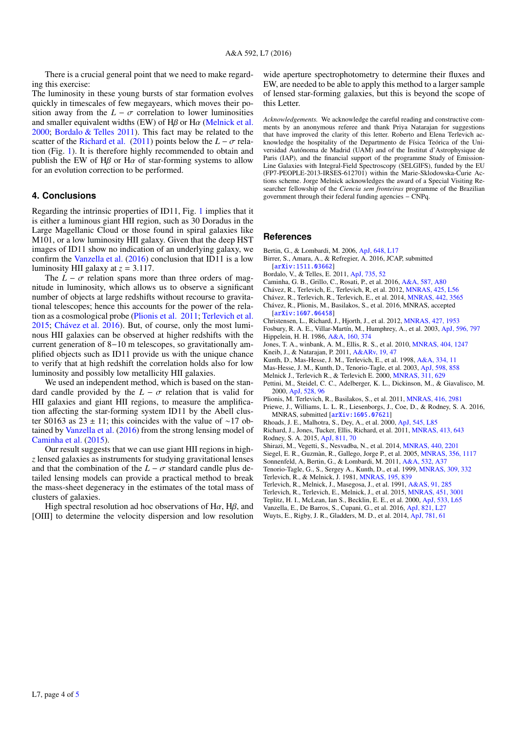There is a crucial general point that we need to make regarding this exercise:
The luminosity in these young bursts of star formation evolves quickly in timescales of few megayears, which moves their position away from the $L-\sigma$ correlation to lower luminosities and smaller equivalent widths (EW) of H$\beta$ or H$\alpha$ (Melnick et al. 2000; Bordalo & Telles 2011). This fact may be related to the scatter of the Richard et al. (2011) points below the $L-\sigma$ relation (Fig. 1). It is therefore highly recommended to obtain and publish the EW of H$\beta$ or H$\alpha$ of star-forming systems to allow for an evolution correction to be performed.

## 4. Conclusions

Regarding the intrinsic properties of ID11, Fig. 1 implies that it is either a luminous giant HII region, such as 30 Doradus in the Large Magellanic Cloud or those found in spiral galaxies like M101, or a low luminosity HII galaxy. Given that the deep HST images of ID11 show no indication of an underlying galaxy, we confirm the Vanzella et al. (2016) conclusion that ID11 is a low luminosity HII galaxy at $z = 3.117$.

The $L-\sigma$ relation spans more than three orders of magnitude in luminosity, which allows us to observe a significant number of objects at large redshifts without recourse to gravitational telescopes; hence this accounts for the power of the relation as a cosmological probe (Plionis et al. 2011; Terlevich et al. 2015; Chávez et al. 2016). But, of course, only the most luminous HII galaxies can be observed at higher redshifts with the current generation of 8−10 m telescopes, so gravitationally amplified objects such as ID11 provide us with the unique chance to verify that at high redshift the correlation holds also for low luminosity and possibly low metallicity HII galaxies.

We used an independent method, which is based on the standard candle provided by the $L-\sigma$ relation that is valid for HII galaxies and giant HII regions, to measure the amplification affecting the star-forming system ID11 by the Abell cluster S0163 as $23 \pm 11$; this coincides with the value of $\sim 17$ obtained by Vanzella et al. (2016) from the strong lensing model of Caminha et al. (2015).

Our result suggests that we can use giant HII regions in high-$z$ lensed galaxies as instruments for studying gravitational lenses and that the combination of the $L-\sigma$ standard candle plus detailed lensing models can provide a practical method to break the mass-sheet degeneracy in the estimates of the total mass of clusters of galaxies.

High spectral resolution ad hoc observations of H$\alpha$, H$\beta$, and [OIII] to determine the velocity dispersion and low resolution wide aperture spectrophotometry to determine their fluxes and EW, are needed to be able to apply this method to a larger sample of lensed star-forming galaxies, but this is beyond the scope of this Letter.

*Acknowledgements.* We acknowledge the careful reading and constructive comments by an anonymous referee and thank Priya Natarajan for suggestions that have improved the clarity of this letter. Roberto and Elena Terlevich acknowledge the hospitality of the Departmento de Física Teórica of the Universidad Autónoma de Madrid (UAM) and of the Institut d'Astrophysique de Paris (IAP), and the financial support of the programme Study of Emission-Line Galaxies with Integral-Field Spectroscopy (SELGIFS), funded by the EU (FP7-PEOPLE-2013-IRSES-612701) within the Marie-Sklodowska-Curie Actions scheme. Jorge Melnick acknowledges the award of a Special Visiting Researcher fellowship of the *Ciencia sem fronteiras* programme of the Brazilian government through their federal funding agencies – CNPq.

## References

Bertin, G., & Lombardi, M. 2006, ApJ, 648, L17
Birrer, S., Amara, A., & Refregier, A. 2016, JCAP, submitted [arXiv:1511.03662]
Bordalo, V., & Telles, E. 2011, ApJ, 735, 52
Caminha, G. B., Grillo, C., Rosati, P., et al. 2016, A&A, 587, A80
Chávez, R., Terlevich, E., Terlevich, R, et al. 2012, MNRAS, 425, L56
Chávez, R., Terlevich, R., Terlevich, E., et al. 2014, MNRAS, 442, 3565
Chávez, R., Plionis, M., Basilakos, S., et al. 2016, MNRAS, accepted [arXiv:1607.06458]
Christensen, L., Richard, J., Hjorth, J., et al. 2012, MNRAS, 427, 1953
Fosbury, R. A. E., Villar-Martín, M., Humphrey, A., et al. 2003, ApJ, 596, 797
Hippelein, H. H. 1986, A&A, 160, 374
Jones, T. A., winbank, A. M., Ellis, R. S., et al. 2010, MNRAS, 404, 1247
Kneib, J., & Natarajan, P. 2011, A&ARv, 19, 47
Kunth, D., Mas-Hesse, J. M., Terlevich, E., et al. 1998, A&A, 334, 11
Mas-Hesse, J. M., Kunth, D., Tenorio-Tagle, et al. 2003, ApJ, 598, 858
Melnick J., Terlevich R., & Terlevich E. 2000, MNRAS, 311, 629
Pettini, M., Steidel, C. C., Adelberger, K. L., Dickinson, M., & Giavalisco, M. 2000, ApJ, 528, 96
Plionis, M. Terlevich, R., Basilakos, S., et al. 2011, MNRAS, 416, 2981
Priewe, J., Williams, L. L. R., Liesenborgs, J., Coe, D., & Rodney, S. A. 2016, MNRAS, submitted [arXiv:1605.07621]
Rhoads, J. E., Malhotra, S., Dey, A., et al. 2000, ApJ, 545, L85
Richard, J., Jones, Tucker, Ellis, Richard, et al. 2011, MNRAS, 413, 643
Rodney, S. A. 2015, ApJ, 811, 70
Shirazi, M., Vegetti, S., Nesvadba, N., et al. 2014, MNRAS, 440, 2201
Siegel, E. R., Guzmàn, R., Gallego, Jorge P., et al. 2005, MNRAS, 356, 1117
Sonnenfeld, A, Bertin, G., & Lombardi, M. 2011, A&A, 532, A37
Tenorio-Tagle, G., S., Sergey A., Kunth, D., et al. 1999, MNRAS, 309, 332
Terlevich, R., & Melnick, J. 1981, MNRAS, 195, 839
Terlevich, R., Melnick, J., Masegosa, J., et al. 1991, A&AS, 91, 285
Terlevich, R., Terlevich, E., Melnick, J., et al. 2015, MNRAS, 451, 3001
Teplitz, H. I., McLean, Ian S., Becklin, E. E., et al. 2000, ApJ, 533, L65
Vanzella, E., De Barros, S., Cupani, G., et al. 2016, ApJ, 821, L27
Wuyts, E., Rigby, J. R., Gladders, M. D., et al. 2014, ApJ, 781, 61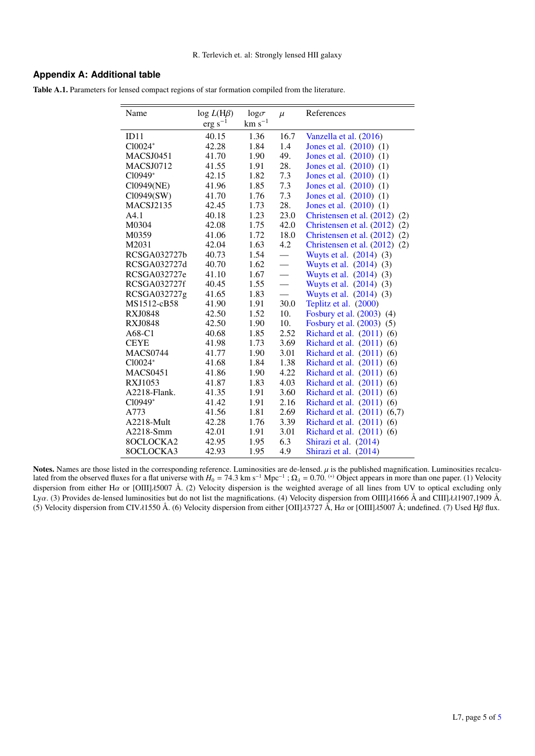## Appendix A: Additional table

**Table A.1.** Parameters for lensed compact regions of star formation compiled from the literature.

| Name | log $L(\mathrm{H}\beta)$ erg s$^{-1}$ | log$\sigma$ km s$^{-1}$ | $\mu$ | References |
|---|---|---|---|---|
| ID11 | 40.15 | 1.36 | 16.7 | Vanzella et al. (2016) |
| Cl0024* | 42.28 | 1.84 | 1.4 | Jones et al. (2010) (1) |
| MACSJ0451 | 41.70 | 1.90 | 49. | Jones et al. (2010) (1) |
| MACSJ0712 | 41.55 | 1.91 | 28. | Jones et al. (2010) (1) |
| Cl0949* | 42.15 | 1.82 | 7.3 | Jones et al. (2010) (1) |
| Cl0949(NE) | 41.96 | 1.85 | 7.3 | Jones et al. (2010) (1) |
| Cl0949(SW) | 41.70 | 1.76 | 7.3 | Jones et al. (2010) (1) |
| MACSJ2135 | 42.45 | 1.73 | 28. | Jones et al. (2010) (1) |
| A4.1 | 40.18 | 1.23 | 23.0 | Christensen et al. (2012) (2) |
| M0304 | 42.08 | 1.75 | 42.0 | Christensen et al. (2012) (2) |
| M0359 | 41.06 | 1.72 | 18.0 | Christensen et al. (2012) (2) |
| M2031 | 42.04 | 1.63 | 4.2 | Christensen et al. (2012) (2) |
| RCSGA032727b | 40.73 | 1.54 | — | Wuyts et al. (2014) (3) |
| RCSGA032727d | 40.70 | 1.62 | — | Wuyts et al. (2014) (3) |
| RCSGA032727e | 41.10 | 1.67 | — | Wuyts et al. (2014) (3) |
| RCSGA032727f | 40.45 | 1.55 | — | Wuyts et al. (2014) (3) |
| RCSGA032727g | 41.65 | 1.83 | — | Wuyts et al. (2014) (3) |
| MS1512-cB58 | 41.90 | 1.91 | 30.0 | Teplitz et al. (2000) |
| RXJ0848 | 42.50 | 1.52 | 10. | Fosbury et al. (2003) (4) |
| RXJ0848 | 42.50 | 1.90 | 10. | Fosbury et al. (2003) (5) |
| A68-C1 | 40.68 | 1.85 | 2.52 | Richard et al. (2011) (6) |
| CEYE | 41.98 | 1.73 | 3.69 | Richard et al. (2011) (6) |
| MACS0744 | 41.77 | 1.90 | 3.01 | Richard et al. (2011) (6) |
| Cl0024* | 41.68 | 1.84 | 1.38 | Richard et al. (2011) (6) |
| MACS0451 | 41.86 | 1.90 | 4.22 | Richard et al. (2011) (6) |
| RXJ1053 | 41.87 | 1.83 | 4.03 | Richard et al. (2011) (6) |
| A2218-Flank. | 41.35 | 1.91 | 3.60 | Richard et al. (2011) (6) |
| Cl0949* | 41.42 | 1.91 | 2.16 | Richard et al. (2011) (6) |
| A773 | 41.56 | 1.81 | 2.69 | Richard et al. (2011) (6,7) |
| A2218-Mult | 42.28 | 1.76 | 3.39 | Richard et al. (2011) (6) |
| A2218-Smm | 42.01 | 1.91 | 3.01 | Richard et al. (2011) (6) |
| 8OCLOCKA2 | 42.95 | 1.95 | 6.3 | Shirazi et al. (2014) |
| 8OCLOCKA3 | 42.93 | 1.95 | 4.9 | Shirazi et al. (2014) |

**Notes.** Names are those listed in the corresponding reference. Luminosities are de-lensed. $\mu$ is the published magnification. Luminosities recalculated from the observed fluxes for a flat universe with $H_0$ = 74.3 km s$^{-1}$ Mpc$^{-1}$ ; $\Omega_\lambda$ = 0.70. (*) Object appears in more than one paper. (1) Velocity dispersion from either H$\alpha$ or [OIII]$\lambda$5007 Å. (2) Velocity dispersion is the weighted average of all lines from UV to optical excluding only Ly$\alpha$. (3) Provides de-lensed luminosities but do not list the magnifications. (4) Velocity dispersion from OIII]$\lambda$1666 Å and CIII]$\lambda\lambda$1907,1909 Å. (5) Velocity dispersion from CIV$\lambda$1550 Å. (6) Velocity dispersion from either [OII]$\lambda$3727 Å, H$\alpha$ or [OIII]$\lambda$5007 Å; undefined. (7) Used H$\beta$ flux.